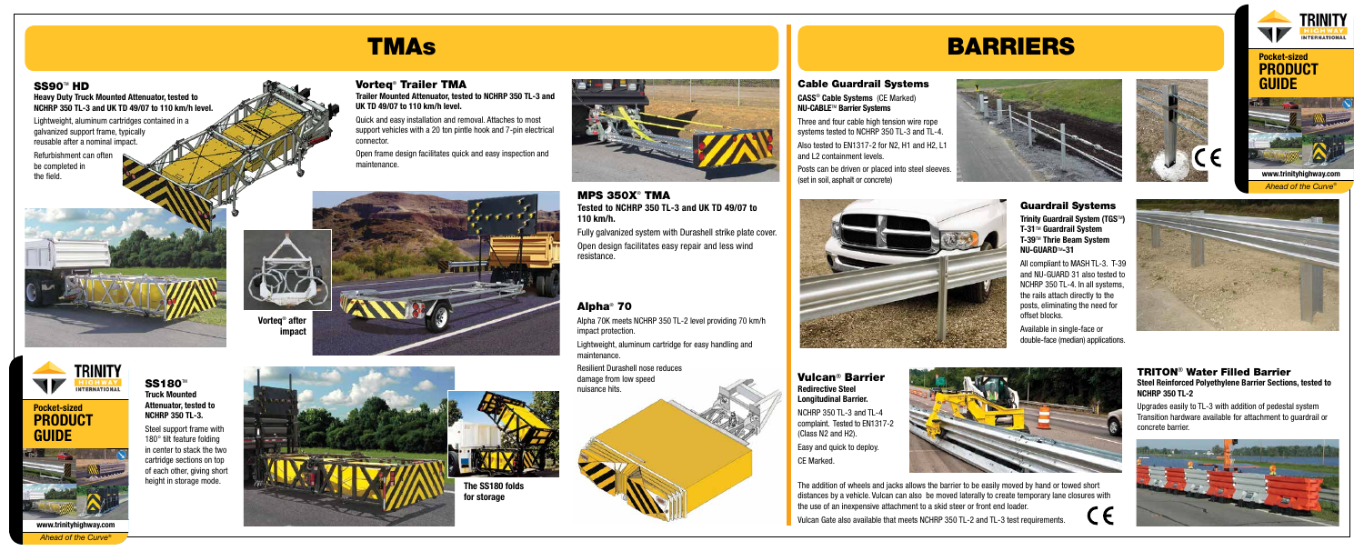# TMAs

## SS90™ HD

**Heavy Duty Truck Mounted Attenuator, tested to NCHRP 350 TL-3 and UK TD 49/07 to 110 km/h level.**

Lightweight, aluminum cartridges contained in a galvanized support frame, typically reusable after a nominal impact.

Refurbishment can often be completed in the field.

## Vorteq® Trailer TMA

**Trailer Mounted Attenuator, tested to NCHRP 350 TL-3 and UK TD 49/07 to 110 km/h level.**

Quick and easy installation and removal. Attaches to most support vehicles with a 20 ton pintle hook and 7-pin electrical connector.

Open frame design facilitates quick and easy inspection and maintenance.

Vorteq® after impact

## MPS 350X® TMA

**Tested to NCHRP 350 TL-3 and UK TD 49/07 to 110 km/h.**

Fully galvanized system with Durashell strike plate cover.

Open design facilitates easy repair and less wind resistance.

## Alpha® 70

Alpha 70K meets NCHRP 350 TL-2 level providing 70 km/h impact protection.

Lightweight, aluminum cartridge for easy handling and maintenance.

Resilient Durashell nose reduces damage from low speed nuisance hits.

## SS180™

**Truck Mounted Attenuator, tested to NCHRP 350 TL-3.**

Steel support frame with 180° tilt feature folding in center to stack the two cartridge sections on top of each other, giving short height in storage mode.

The SS180 folds for storage

# BARRIERS

## Cable Guardrail Systems

**CASS® Cable Systems** (CE Marked)
**NU-CABLE™ Barrier Systems**

Three and four cable high tension wire rope systems tested to NCHRP 350 TL-3 and TL-4.

Also tested to EN1317-2 for N2, H1 and H2, L1 and L2 containment levels.

Posts can be driven or placed into steel sleeves. (set in soil, asphalt or concrete)

## Guardrail Systems

**Trinity Guardrail System (TGS™)**
**T-31™ Guardrail System**
**T-39™ Thrie Beam System**
**NU-GUARD™-31**

All compliant to MASH TL-3. T-39 and NU-GUARD 31 also tested to NCHRP 350 TL-4. In all systems, the rails attach directly to the posts, eliminating the need for offset blocks.

Available in single-face or double-face (median) applications.

## Vulcan® Barrier

**Redirective Steel Longitudinal Barrier.**

NCHRP 350 TL-3 and TL-4 complaint. Tested to EN1317-2 (Class N2 and H2).

Easy and quick to deploy.

CE Marked.

The addition of wheels and jacks allows the barrier to be easily moved by hand or towed short distances by a vehicle. Vulcan can also be moved laterally to create temporary lane closures with the use of an inexpensive attachment to a skid steer or front end loader.

Vulcan Gate also available that meets NCHRP 350 TL-2 and TL-3 test requirements.

## TRITON® Water Filled Barrier

**Steel Reinforced Polyethylene Barrier Sections, tested to NCHRP 350 TL-2**

Upgrades easily to TL-3 with addition of pedestal system. Transition hardware available for attachment to guardrail or concrete barrier.

TRINITY HIGHWAY INTERNATIONAL

**Pocket-sized PRODUCT GUIDE**

www.trinityhighway.com

*Ahead of the Curve®*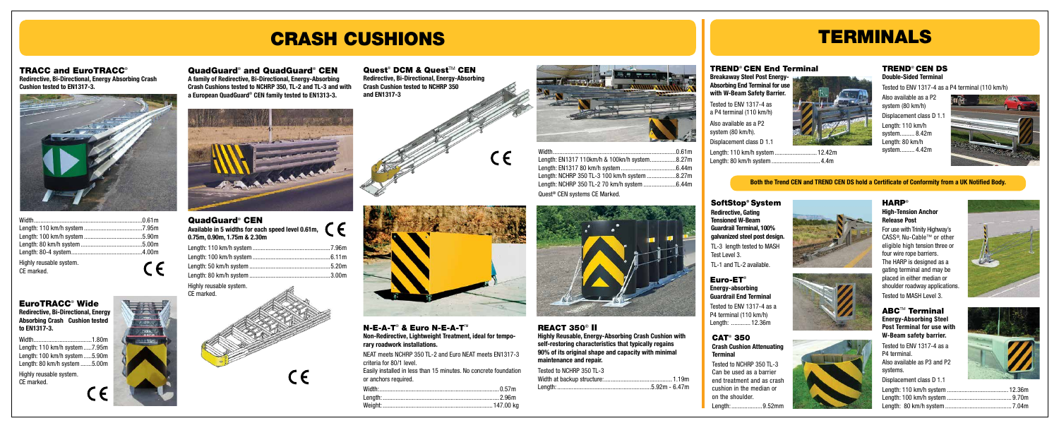# CRASH CUSHIONS

## TRACC and EuroTRACC®

**Redirective, Bi-Directional, Energy Absorbing Crash Cushion tested to EN1317-3.**

Width.....................................................................0.61m
Length: 110 km/h system.......................................7.95m
Length: 100 km/h system.......................................5.90m
Length: 80 km/h system.........................................5.00m
Length: 80-4 system...............................................4.00m

Highly reusable system.
CE marked.

## EuroTRACC® Wide

**Redirective, Bi-Directional, Energy Absorbing Crash Cushion tested to EN1317-3.**

Width..........................................1.80m
Length: 110 km/h system......7.95m
Length: 100 km/h system......5.90m
Length: 80 km/h system........5.00m

Highly reusable system.
CE marked.

## QuadGuard® and QuadGuard® CEN

**A family of Redirective, Bi-Directional, Energy-Absorbing Crash Cushions tested to NCHRP 350, TL-2 and TL-3 and with a European QuadGuard® CEN family tested to EN1313-3.**

## QuadGuard® CEN

**Available in 5 widths for each speed level 0.61m, 0.75m, 0.90m, 1.75m & 2.30m**

Length: 110 km/h system.......................................7.96m
Length: 100 km/h system.......................................6.11m
Length: 50 km/h system.........................................5.20m
Length: 80 km/h system.........................................3.00m

Highly reusable system.
CE marked.

## Quest® DCM & Quest™ CEN

**Redirective, Bi-Directional, Energy-Absorbing Crash Cushion tested to NCHRP 350 and EN1317-3**

Width.........................................................................0.61m
Length: EN1317 110km/h & 100km/h system...............8.27m
Length: EN1317 80 km/h system..................................6.44m
Length: NCHRP 350 TL-3 100 km/h system..................8.27m
Length: NCHRP 350 TL-2 70 km/h system....................6.44m

Quest® CEN systems CE Marked.

## N-E-A-T® & Euro N-E-A-T™

**Non-Redirective, Lightweight Treatment, ideal for temporary roadwork installations.**

NEAT meets NCHRP 350 TL-2 and Euro NEAT meets EN1317-3 criteria for 80/1 level.

Easily installed in less than 15 minutes. No concrete foundation or anchors required.

Width:.....................................................................0.57m
Length:...................................................................2.96m
Weight:.............................................................147.00 kg

## REACT 350® II

**Highly Reusable, Energy-Absorbing Crash Cushion with self-restoring characteristics that typically regains 90% of its original shape and capacity with minimal maintenance and repair.**

Tested to NCHRP 350 TL-3
Width at backup structure:.........................................1.19m
Length:.......................................................5.92m - 6.47m

# TERMINALS

## TREND® CEN End Terminal

**Breakaway Steel Post Energy-Absorbing End Terminal for use with W-Beam Safety Barrier.**

Tested to ENV 1317-4 as a P4 terminal (110 km/h)

Also available as a P2 system (80 km/h).

Displacement class D 1.1

Length: 110 km/h system..........................12.42m
Length: 80 km/h system...............................4.4m

## TREND® CEN DS

**Double-Sided Terminal**

Tested to ENV 1317-4 as a P4 terminal (110 km/h)

Also available as a P2 system (80 km/h)

Displacement class D 1.1

Length: 110 km/h system......... 8.42m
Length: 80 km/h system......... 4.42m

**Both the Trend CEN and TREND CEN DS hold a Certificate of Conformity from a UK Notified Body.**

## SoftStop® System

**Redirective, Gating Tensioned W-Beam Guardrail Terminal, 100% galvanized steel post design.**

TL-3 length tested to MASH Test Level 3.

TL-1 and TL-2 available.

## Euro-ET®

**Energy-absorbing Guardrail End Terminal**

Tested to ENV 1317-4 as a P4 terminal (110 km/h)
Length: ............12.36m

## CAT® 350

**Crash Cushion Attenuating Terminal**

Tested to NCHRP 350 TL-3
Can be used as a barrier end treatment and as crash cushion in the median or on the shoulder.
Length: ...................9.52mm

## HARP®

**High-Tension Anchor Release Post**

For use with Trinity Highway's CASS®, Nu-Cable™ or other eligible high tension three or four wire rope barriers. The HARP is designed as a gating terminal and may be placed in either median or shoulder roadway applications.

Tested to MASH Level 3.

## ABC™ Terminal

**Energy-Absorbing Steel Post Terminal for use with W-Beam safety barrier.**

Tested to ENV 1317-4 as a P4 terminal.

Also available as P3 and P2 systems.

Displacement class D 1.1

Length: 110 km/h system.......................................12.36m
Length: 100 km/h system.........................................9.70m
Length: 80 km/h system...........................................7.04m